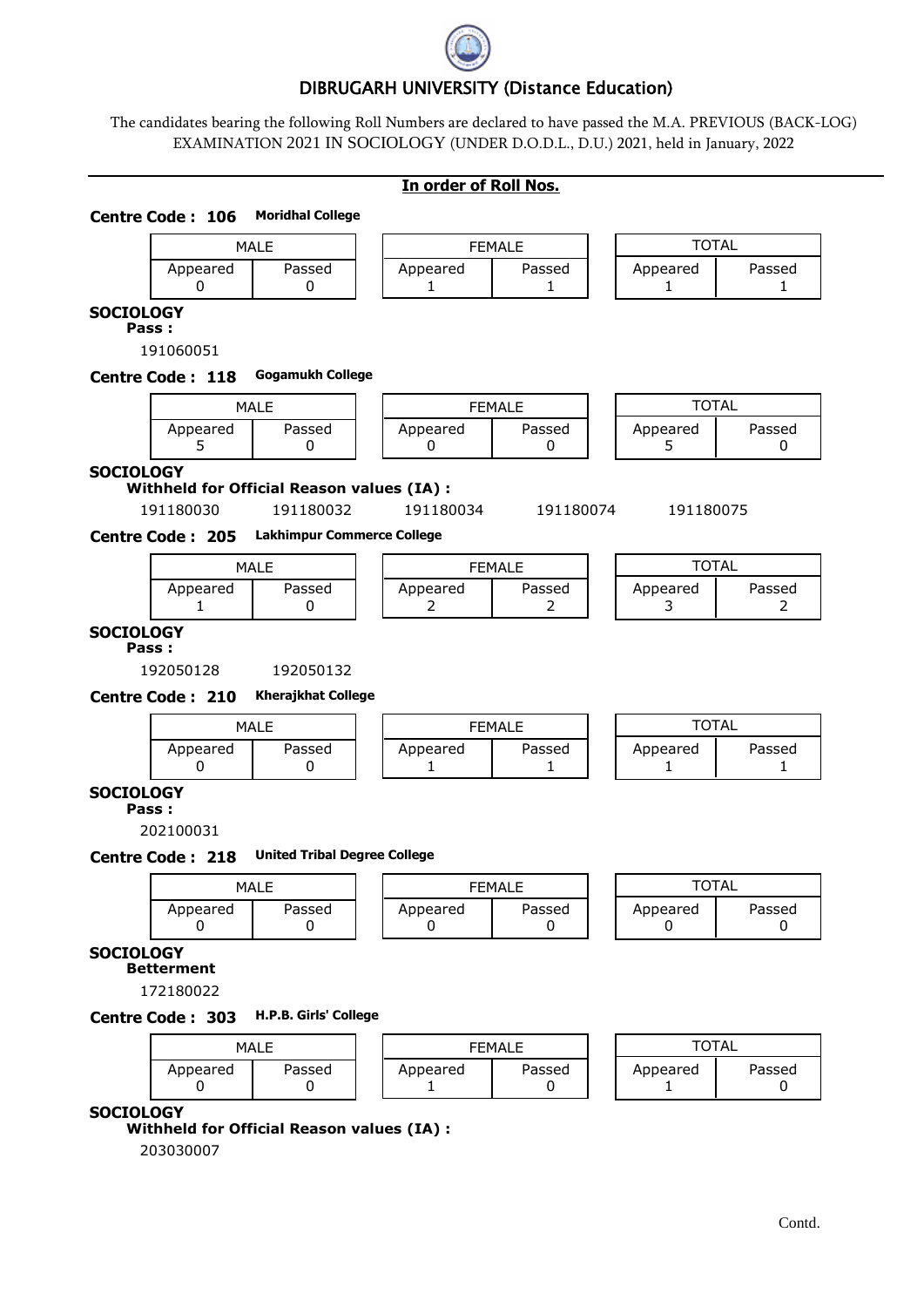# DIBRUGARH UNIVERSITY (Distance Education)

The candidates bearing the following Roll Numbers are declared to have passed the M.A. PREVIOUS (BACK-LOG) EXAMINATION 2021 IN SOCIOLOGY (UNDER D.O.D.L., D.U.) 2021, held in January, 2022

**In order of Roll Nos.**

**Centre Code : 106** **Moridhal College**

| MALE | | FEMALE | | TOTAL | |
|---|---|---|---|---|---|
| Appeared | Passed | Appeared | Passed | Appeared | Passed |
| 0 | 0 | 1 | 1 | 1 | 1 |

**SOCIOLOGY**

**Pass :**

191060051

**Centre Code : 118** **Gogamukh College**

| MALE | | FEMALE | | TOTAL | |
|---|---|---|---|---|---|
| Appeared | Passed | Appeared | Passed | Appeared | Passed |
| 5 | 0 | 0 | 0 | 5 | 0 |

**SOCIOLOGY**

**Withheld for Official Reason values (IA) :**

191180030 191180032 191180034 191180074 191180075

**Centre Code : 205** **Lakhimpur Commerce College**

| MALE | | FEMALE | | TOTAL | |
|---|---|---|---|---|---|
| Appeared | Passed | Appeared | Passed | Appeared | Passed |
| 1 | 0 | 2 | 2 | 3 | 2 |

**SOCIOLOGY**

**Pass :**

192050128 192050132

**Centre Code : 210** **Kherajkhat College**

| MALE | | FEMALE | | TOTAL | |
|---|---|---|---|---|---|
| Appeared | Passed | Appeared | Passed | Appeared | Passed |
| 0 | 0 | 1 | 1 | 1 | 1 |

**SOCIOLOGY**

**Pass :**

202100031

**Centre Code : 218** **United Tribal Degree College**

| MALE | | FEMALE | | TOTAL | |
|---|---|---|---|---|---|
| Appeared | Passed | Appeared | Passed | Appeared | Passed |
| 0 | 0 | 0 | 0 | 0 | 0 |

**SOCIOLOGY**

**Betterment**

172180022

**Centre Code : 303** **H.P.B. Girls' College**

| MALE | | FEMALE | | TOTAL | |
|---|---|---|---|---|---|
| Appeared | Passed | Appeared | Passed | Appeared | Passed |
| 0 | 0 | 1 | 0 | 1 | 0 |

**SOCIOLOGY**

**Withheld for Official Reason values (IA) :**

203030007

Contd.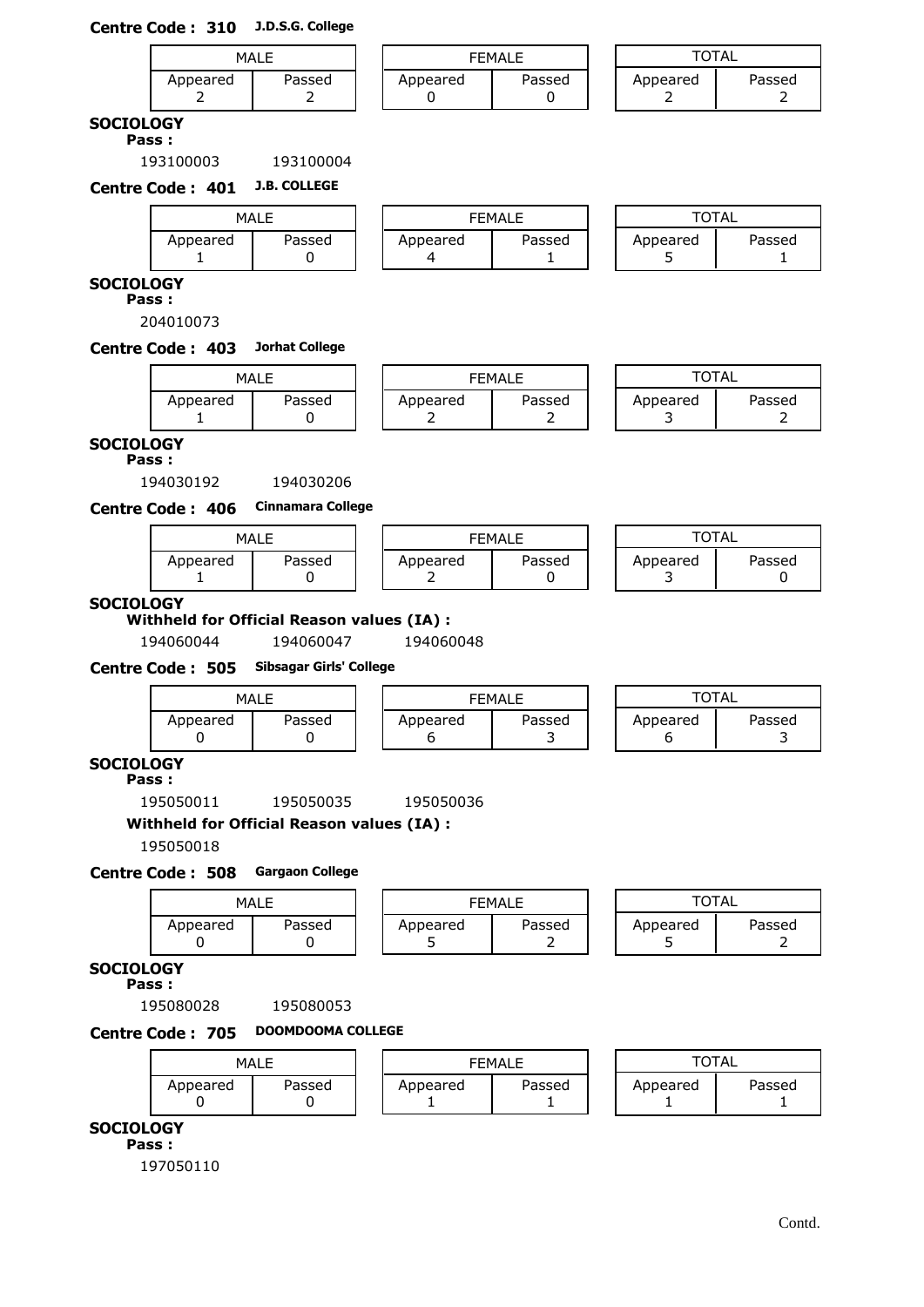**Centre Code : 310** **J.D.S.G. College**

| MALE | | FEMALE | | TOTAL | |
|---|---|---|---|---|---|
| Appeared | Passed | Appeared | Passed | Appeared | Passed |
| 2 | 2 | 0 | 0 | 2 | 2 |

**SOCIOLOGY**

**Pass :**

193100003 193100004

**Centre Code : 401** **J.B. COLLEGE**

| MALE | | FEMALE | | TOTAL | |
|---|---|---|---|---|---|
| Appeared | Passed | Appeared | Passed | Appeared | Passed |
| 1 | 0 | 4 | 1 | 5 | 1 |

**SOCIOLOGY**

**Pass :**

204010073

**Centre Code : 403** **Jorhat College**

| MALE | | FEMALE | | TOTAL | |
|---|---|---|---|---|---|
| Appeared | Passed | Appeared | Passed | Appeared | Passed |
| 1 | 0 | 2 | 2 | 3 | 2 |

**SOCIOLOGY**

**Pass :**

194030192 194030206

**Centre Code : 406** **Cinnamara College**

| MALE | | FEMALE | | TOTAL | |
|---|---|---|---|---|---|
| Appeared | Passed | Appeared | Passed | Appeared | Passed |
| 1 | 0 | 2 | 0 | 3 | 0 |

**SOCIOLOGY**

**Withheld for Official Reason values (IA) :**

194060044 194060047 194060048

**Centre Code : 505** **Sibsagar Girls' College**

| MALE | | FEMALE | | TOTAL | |
|---|---|---|---|---|---|
| Appeared | Passed | Appeared | Passed | Appeared | Passed |
| 0 | 0 | 6 | 3 | 6 | 3 |

**SOCIOLOGY**

**Pass :**

195050011 195050035 195050036

**Withheld for Official Reason values (IA) :**

195050018

**Centre Code : 508** **Gargaon College**

| MALE | | FEMALE | | TOTAL | |
|---|---|---|---|---|---|
| Appeared | Passed | Appeared | Passed | Appeared | Passed |
| 0 | 0 | 5 | 2 | 5 | 2 |

**SOCIOLOGY**

**Pass :**

195080028 195080053

**Centre Code : 705** **DOOMDOOMA COLLEGE**

| MALE | | FEMALE | | TOTAL | |
|---|---|---|---|---|---|
| Appeared | Passed | Appeared | Passed | Appeared | Passed |
| 0 | 0 | 1 | 1 | 1 | 1 |

**SOCIOLOGY**

**Pass :**

197050110

Contd.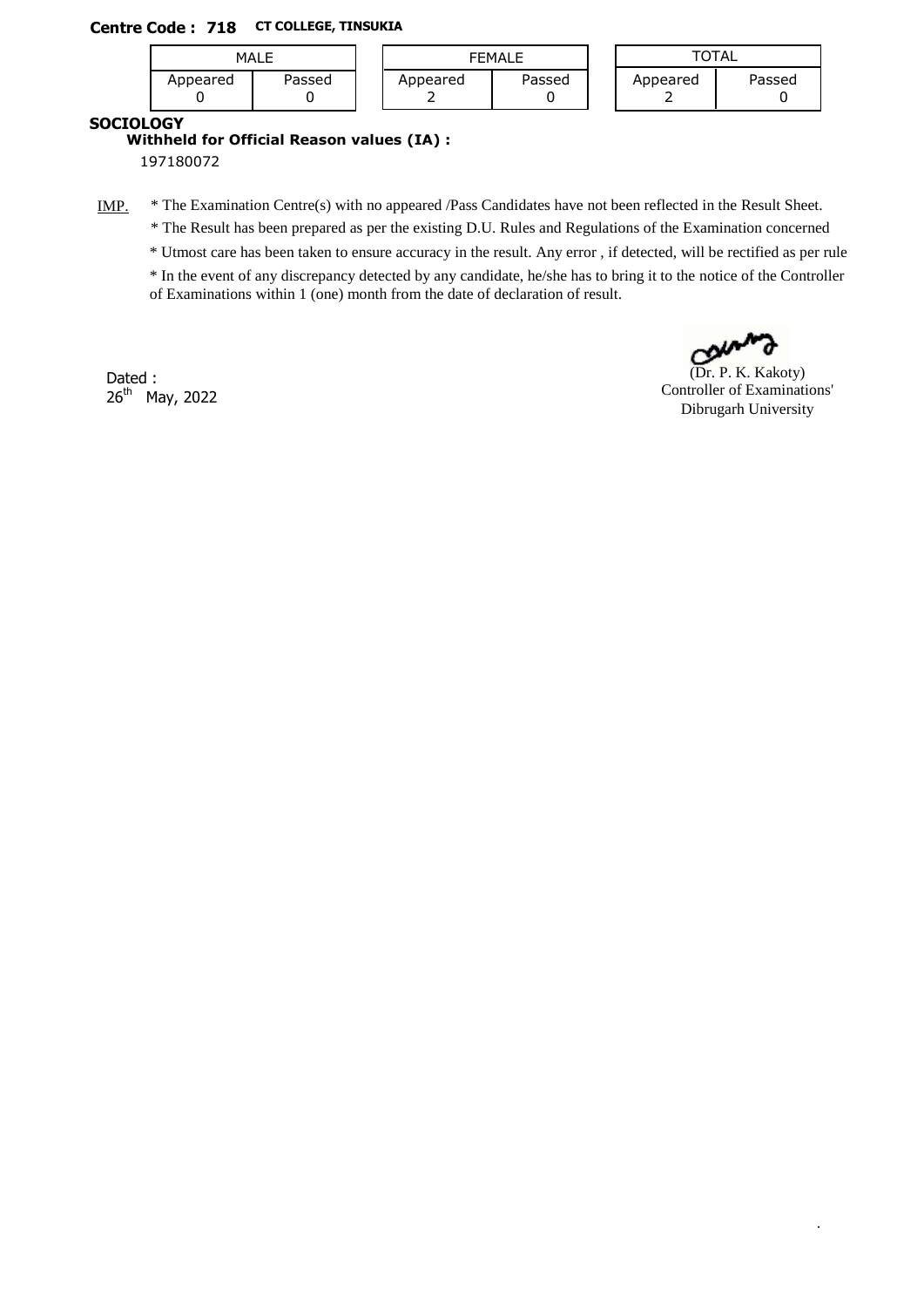**Centre Code : 718** **CT COLLEGE, TINSUKIA**

| MALE | | FEMALE | | TOTAL | |
|---|---|---|---|---|---|
| Appeared | Passed | Appeared | Passed | Appeared | Passed |
| 0 | 0 | 2 | 0 | 2 | 0 |

**SOCIOLOGY**

**Withheld for Official Reason values (IA) :**

197180072

IMP. * The Examination Centre(s) with no appeared /Pass Candidates have not been reflected in the Result Sheet.

* The Result has been prepared as per the existing D.U. Rules and Regulations of the Examination concerned

* Utmost care has been taken to ensure accuracy in the result. Any error , if detected, will be rectified as per rule

* In the event of any discrepancy detected by any candidate, he/she has to bring it to the notice of the Controller of Examinations within 1 (one) month from the date of declaration of result.

Dated :
26th May, 2022

(Dr. P. K. Kakoty)
Controller of Examinations'
Dibrugarh University